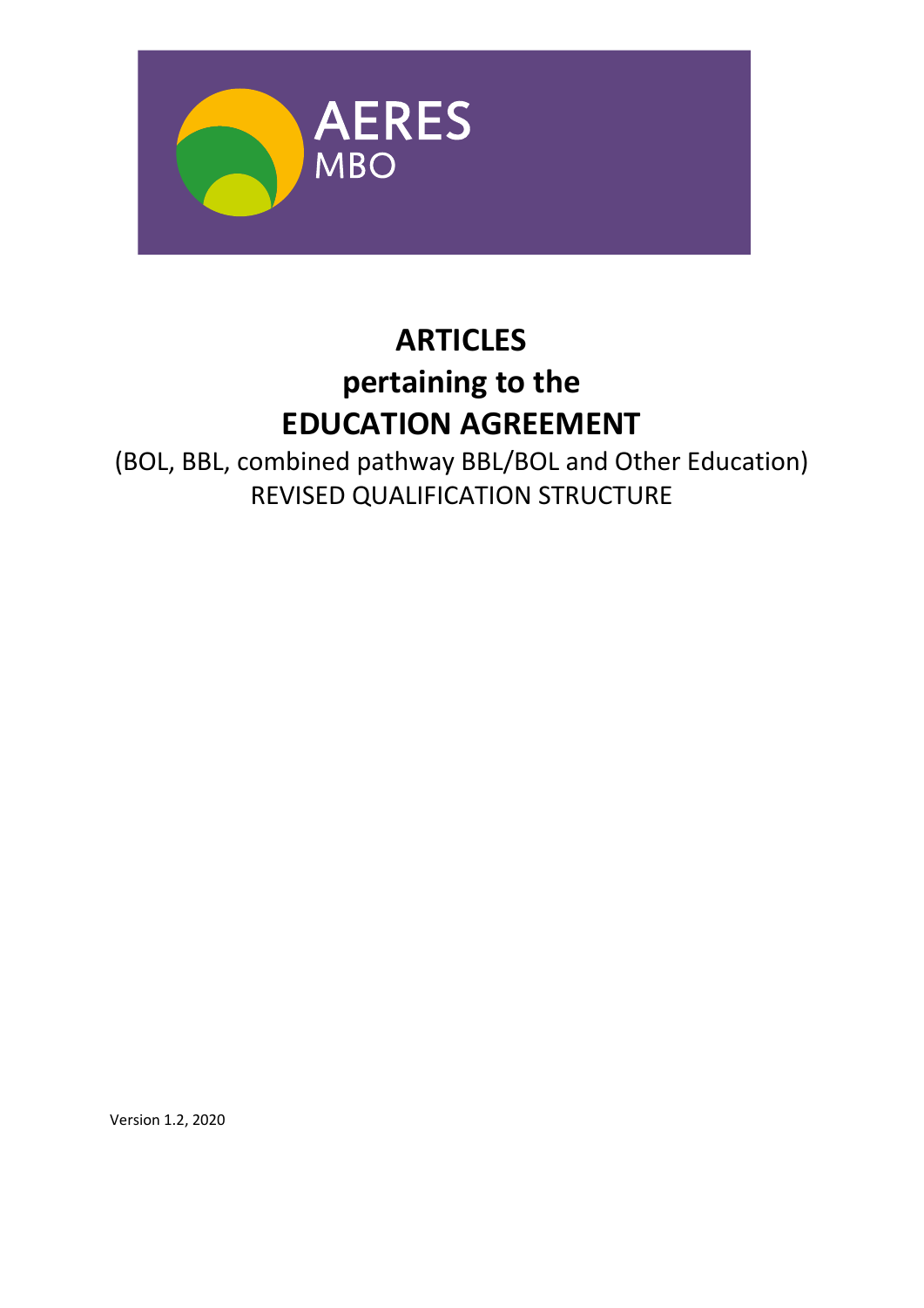AERES MBO

# ARTICLES
# pertaining to the
# EDUCATION AGREEMENT

(BOL, BBL, combined pathway BBL/BOL and Other Education)
REVISED QUALIFICATION STRUCTURE

Version 1.2, 2020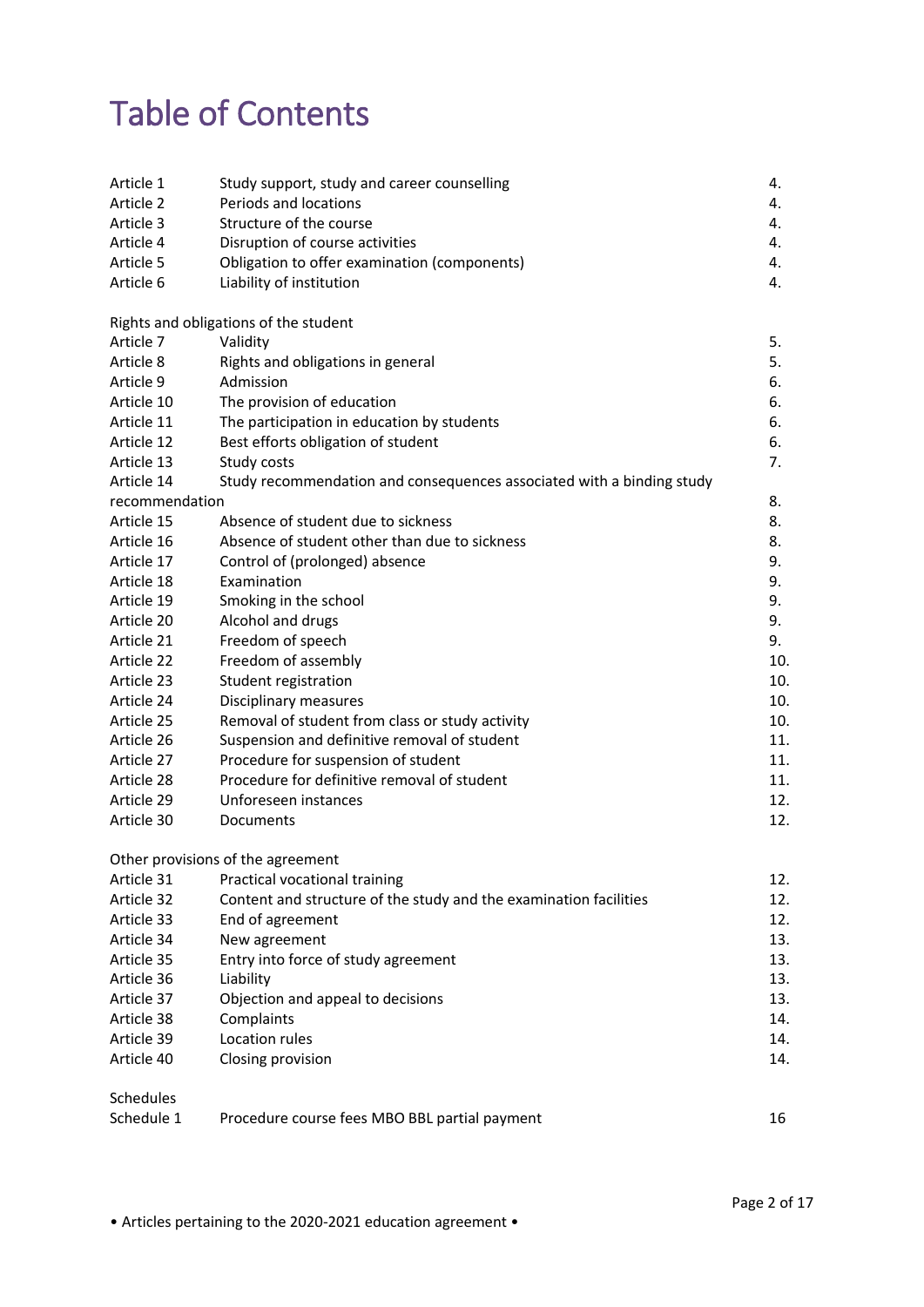# Table of Contents

| | | |
|---|---|---|
| Article 1 | Study support, study and career counselling | 4. |
| Article 2 | Periods and locations | 4. |
| Article 3 | Structure of the course | 4. |
| Article 4 | Disruption of course activities | 4. |
| Article 5 | Obligation to offer examination (components) | 4. |
| Article 6 | Liability of institution | 4. |
| **Rights and obligations of the student** | | |
| Article 7 | Validity | 5. |
| Article 8 | Rights and obligations in general | 5. |
| Article 9 | Admission | 6. |
| Article 10 | The provision of education | 6. |
| Article 11 | The participation in education by students | 6. |
| Article 12 | Best efforts obligation of student | 6. |
| Article 13 | Study costs | 7. |
| Article 14 | Study recommendation and consequences associated with a binding study recommendation | 8. |
| Article 15 | Absence of student due to sickness | 8. |
| Article 16 | Absence of student other than due to sickness | 8. |
| Article 17 | Control of (prolonged) absence | 9. |
| Article 18 | Examination | 9. |
| Article 19 | Smoking in the school | 9. |
| Article 20 | Alcohol and drugs | 9. |
| Article 21 | Freedom of speech | 9. |
| Article 22 | Freedom of assembly | 10. |
| Article 23 | Student registration | 10. |
| Article 24 | Disciplinary measures | 10. |
| Article 25 | Removal of student from class or study activity | 10. |
| Article 26 | Suspension and definitive removal of student | 11. |
| Article 27 | Procedure for suspension of student | 11. |
| Article 28 | Procedure for definitive removal of student | 11. |
| Article 29 | Unforeseen instances | 12. |
| Article 30 | Documents | 12. |
| **Other provisions of the agreement** | | |
| Article 31 | Practical vocational training | 12. |
| Article 32 | Content and structure of the study and the examination facilities | 12. |
| Article 33 | End of agreement | 12. |
| Article 34 | New agreement | 13. |
| Article 35 | Entry into force of study agreement | 13. |
| Article 36 | Liability | 13. |
| Article 37 | Objection and appeal to decisions | 13. |
| Article 38 | Complaints | 14. |
| Article 39 | Location rules | 14. |
| Article 40 | Closing provision | 14. |
| **Schedules** | | |
| Schedule 1 | Procedure course fees MBO BBL partial payment | 16 |

• Articles pertaining to the 2020-2021 education agreement •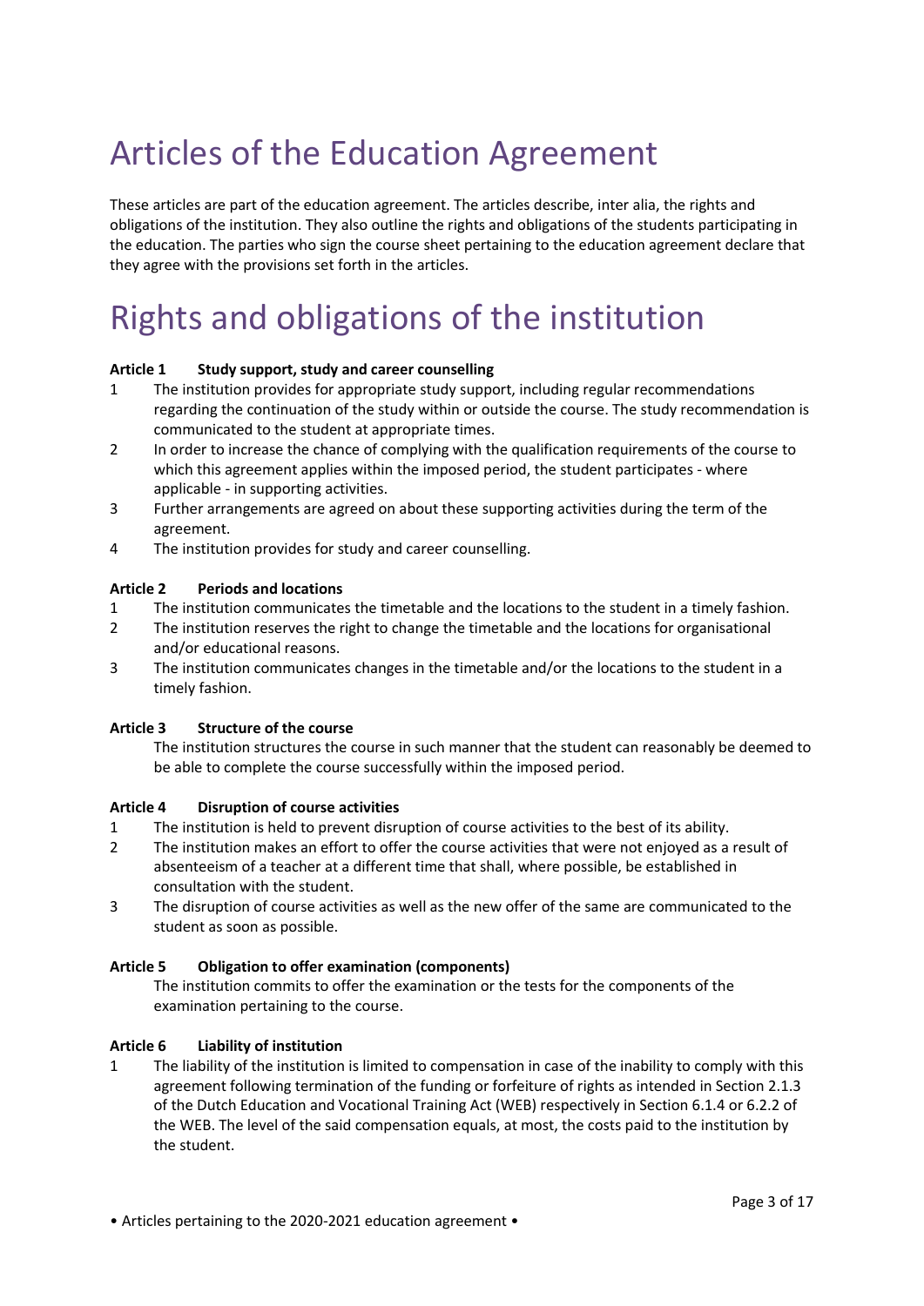# Articles of the Education Agreement

These articles are part of the education agreement. The articles describe, inter alia, the rights and obligations of the institution. They also outline the rights and obligations of the students participating in the education. The parties who sign the course sheet pertaining to the education agreement declare that they agree with the provisions set forth in the articles.

# Rights and obligations of the institution

**Article 1 Study support, study and career counselling**

1. The institution provides for appropriate study support, including regular recommendations regarding the continuation of the study within or outside the course. The study recommendation is communicated to the student at appropriate times.
2. In order to increase the chance of complying with the qualification requirements of the course to which this agreement applies within the imposed period, the student participates - where applicable - in supporting activities.
3. Further arrangements are agreed on about these supporting activities during the term of the agreement.
4. The institution provides for study and career counselling.

**Article 2 Periods and locations**

1. The institution communicates the timetable and the locations to the student in a timely fashion.
2. The institution reserves the right to change the timetable and the locations for organisational and/or educational reasons.
3. The institution communicates changes in the timetable and/or the locations to the student in a timely fashion.

**Article 3 Structure of the course**

The institution structures the course in such manner that the student can reasonably be deemed to be able to complete the course successfully within the imposed period.

**Article 4 Disruption of course activities**

1. The institution is held to prevent disruption of course activities to the best of its ability.
2. The institution makes an effort to offer the course activities that were not enjoyed as a result of absenteeism of a teacher at a different time that shall, where possible, be established in consultation with the student.
3. The disruption of course activities as well as the new offer of the same are communicated to the student as soon as possible.

**Article 5 Obligation to offer examination (components)**

The institution commits to offer the examination or the tests for the components of the examination pertaining to the course.

**Article 6 Liability of institution**

1. The liability of the institution is limited to compensation in case of the inability to comply with this agreement following termination of the funding or forfeiture of rights as intended in Section 2.1.3 of the Dutch Education and Vocational Training Act (WEB) respectively in Section 6.1.4 or 6.2.2 of the WEB. The level of the said compensation equals, at most, the costs paid to the institution by the student.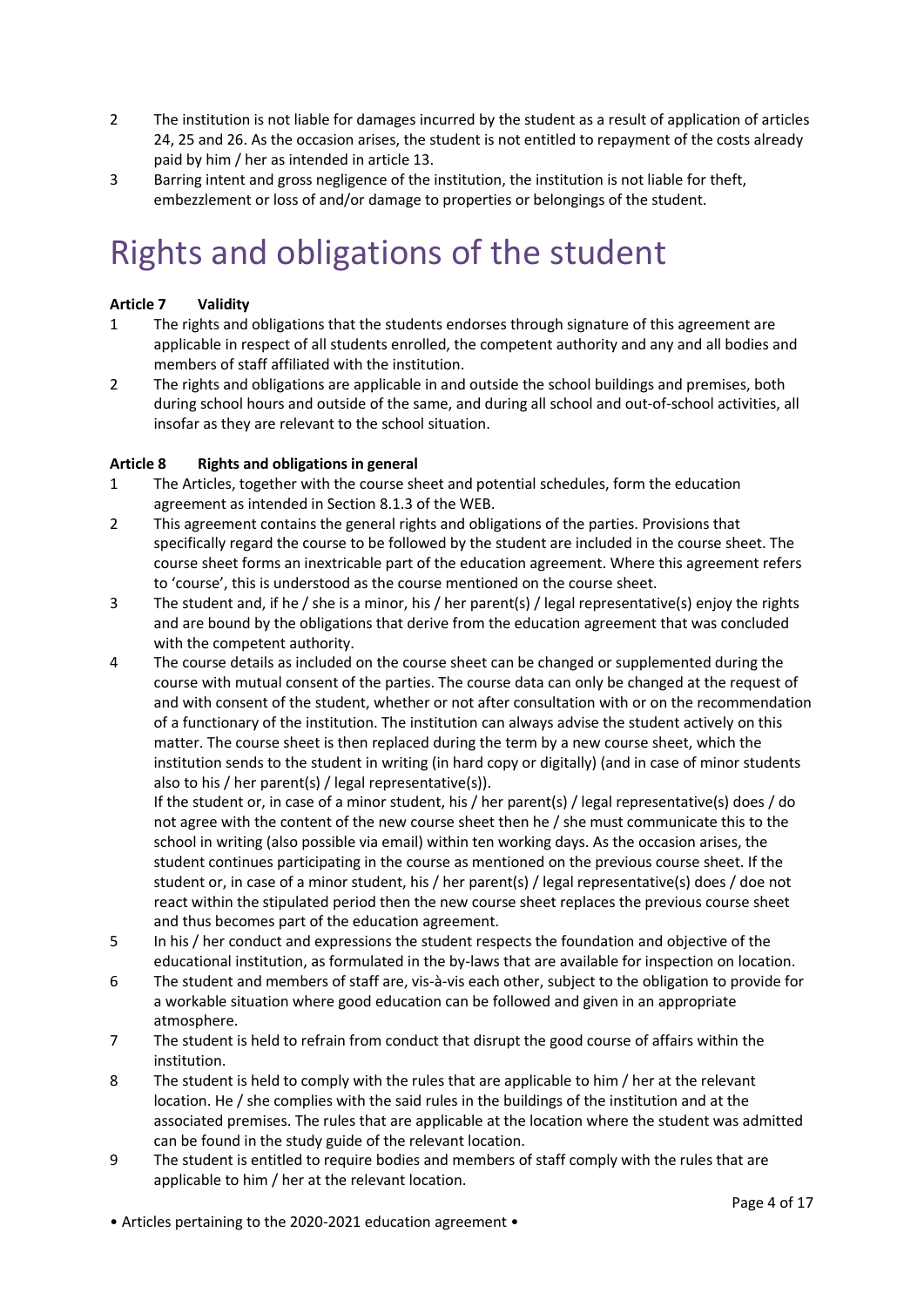2 The institution is not liable for damages incurred by the student as a result of application of articles 24, 25 and 26. As the occasion arises, the student is not entitled to repayment of the costs already paid by him / her as intended in article 13.

3 Barring intent and gross negligence of the institution, the institution is not liable for theft, embezzlement or loss of and/or damage to properties or belongings of the student.

# Rights and obligations of the student

**Article 7 Validity**

1 The rights and obligations that the students endorses through signature of this agreement are applicable in respect of all students enrolled, the competent authority and any and all bodies and members of staff affiliated with the institution.

2 The rights and obligations are applicable in and outside the school buildings and premises, both during school hours and outside of the same, and during all school and out-of-school activities, all insofar as they are relevant to the school situation.

**Article 8 Rights and obligations in general**

1 The Articles, together with the course sheet and potential schedules, form the education agreement as intended in Section 8.1.3 of the WEB.

2 This agreement contains the general rights and obligations of the parties. Provisions that specifically regard the course to be followed by the student are included in the course sheet. The course sheet forms an inextricable part of the education agreement. Where this agreement refers to 'course', this is understood as the course mentioned on the course sheet.

3 The student and, if he / she is a minor, his / her parent(s) / legal representative(s) enjoy the rights and are bound by the obligations that derive from the education agreement that was concluded with the competent authority.

4 The course details as included on the course sheet can be changed or supplemented during the course with mutual consent of the parties. The course data can only be changed at the request of and with consent of the student, whether or not after consultation with or on the recommendation of a functionary of the institution. The institution can always advise the student actively on this matter. The course sheet is then replaced during the term by a new course sheet, which the institution sends to the student in writing (in hard copy or digitally) (and in case of minor students also to his / her parent(s) / legal representative(s)).
If the student or, in case of a minor student, his / her parent(s) / legal representative(s) does / do not agree with the content of the new course sheet then he / she must communicate this to the school in writing (also possible via email) within ten working days. As the occasion arises, the student continues participating in the course as mentioned on the previous course sheet. If the student or, in case of a minor student, his / her parent(s) / legal representative(s) does / doe not react within the stipulated period then the new course sheet replaces the previous course sheet and thus becomes part of the education agreement.

5 In his / her conduct and expressions the student respects the foundation and objective of the educational institution, as formulated in the by-laws that are available for inspection on location.

6 The student and members of staff are, vis-à-vis each other, subject to the obligation to provide for a workable situation where good education can be followed and given in an appropriate atmosphere.

7 The student is held to refrain from conduct that disrupt the good course of affairs within the institution.

8 The student is held to comply with the rules that are applicable to him / her at the relevant location. He / she complies with the said rules in the buildings of the institution and at the associated premises. The rules that are applicable at the location where the student was admitted can be found in the study guide of the relevant location.

9 The student is entitled to require bodies and members of staff comply with the rules that are applicable to him / her at the relevant location.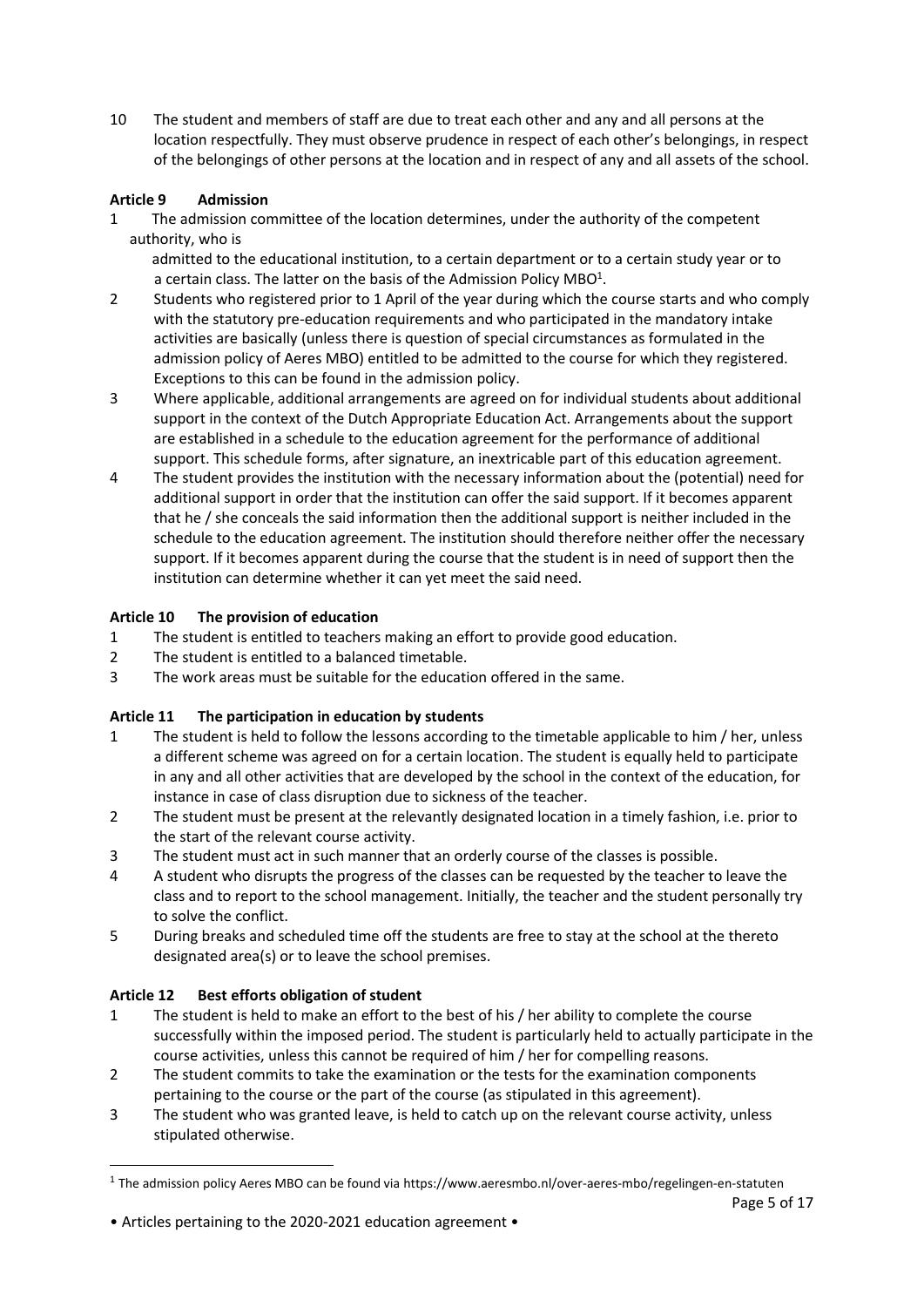10 The student and members of staff are due to treat each other and any and all persons at the location respectfully. They must observe prudence in respect of each other's belongings, in respect of the belongings of other persons at the location and in respect of any and all assets of the school.

**Article 9 Admission**

1 The admission committee of the location determines, under the authority of the competent authority, who is admitted to the educational institution, to a certain department or to a certain study year or to a certain class. The latter on the basis of the Admission Policy MBO[1].

2 Students who registered prior to 1 April of the year during which the course starts and who comply with the statutory pre-education requirements and who participated in the mandatory intake activities are basically (unless there is question of special circumstances as formulated in the admission policy of Aeres MBO) entitled to be admitted to the course for which they registered. Exceptions to this can be found in the admission policy.

3 Where applicable, additional arrangements are agreed on for individual students about additional support in the context of the Dutch Appropriate Education Act. Arrangements about the support are established in a schedule to the education agreement for the performance of additional support. This schedule forms, after signature, an inextricable part of this education agreement.

4 The student provides the institution with the necessary information about the (potential) need for additional support in order that the institution can offer the said support. If it becomes apparent that he / she conceals the said information then the additional support is neither included in the schedule to the education agreement. The institution should therefore neither offer the necessary support. If it becomes apparent during the course that the student is in need of support then the institution can determine whether it can yet meet the said need.

**Article 10 The provision of education**

1 The student is entitled to teachers making an effort to provide good education.

2 The student is entitled to a balanced timetable.

3 The work areas must be suitable for the education offered in the same.

**Article 11 The participation in education by students**

1 The student is held to follow the lessons according to the timetable applicable to him / her, unless a different scheme was agreed on for a certain location. The student is equally held to participate in any and all other activities that are developed by the school in the context of the education, for instance in case of class disruption due to sickness of the teacher.

2 The student must be present at the relevantly designated location in a timely fashion, i.e. prior to the start of the relevant course activity.

3 The student must act in such manner that an orderly course of the classes is possible.

4 A student who disrupts the progress of the classes can be requested by the teacher to leave the class and to report to the school management. Initially, the teacher and the student personally try to solve the conflict.

5 During breaks and scheduled time off the students are free to stay at the school at the thereto designated area(s) or to leave the school premises.

**Article 12 Best efforts obligation of student**

1 The student is held to make an effort to the best of his / her ability to complete the course successfully within the imposed period. The student is particularly held to actually participate in the course activities, unless this cannot be required of him / her for compelling reasons.

2 The student commits to take the examination or the tests for the examination components pertaining to the course or the part of the course (as stipulated in this agreement).

3 The student who was granted leave, is held to catch up on the relevant course activity, unless stipulated otherwise.

---

[1] The admission policy Aeres MBO can be found via https://www.aeresmbo.nl/over-aeres-mbo/regelingen-en-statuten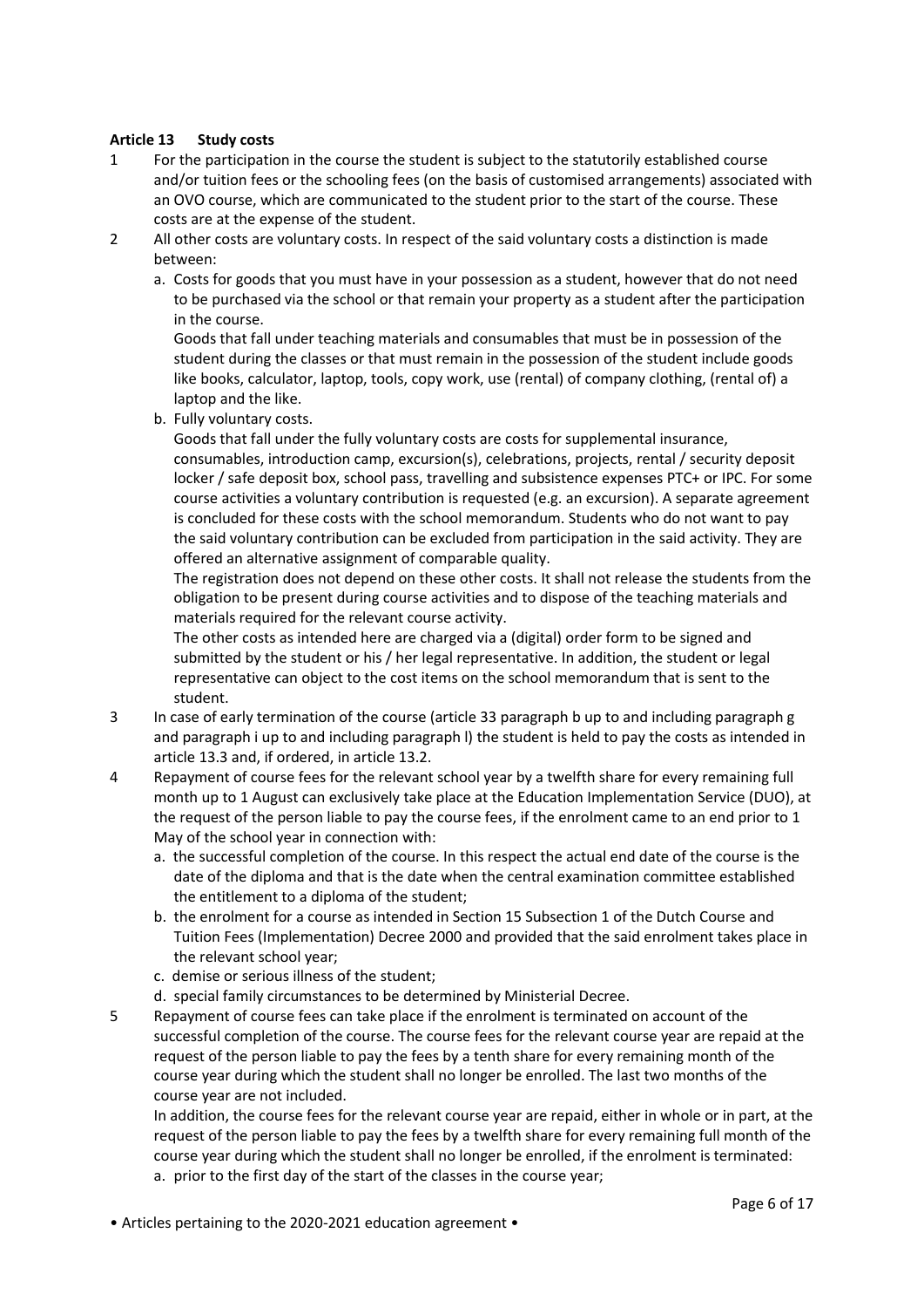**Article 13 Study costs**

1. For the participation in the course the student is subject to the statutorily established course and/or tuition fees or the schooling fees (on the basis of customised arrangements) associated with an OVO course, which are communicated to the student prior to the start of the course. These costs are at the expense of the student.
2. All other costs are voluntary costs. In respect of the said voluntary costs a distinction is made between:
   a. Costs for goods that you must have in your possession as a student, however that do not need to be purchased via the school or that remain your property as a student after the participation in the course.
   Goods that fall under teaching materials and consumables that must be in possession of the student during the classes or that must remain in the possession of the student include goods like books, calculator, laptop, tools, copy work, use (rental) of company clothing, (rental of) a laptop and the like.
   b. Fully voluntary costs.
   Goods that fall under the fully voluntary costs are costs for supplemental insurance, consumables, introduction camp, excursion(s), celebrations, projects, rental / security deposit locker / safe deposit box, school pass, travelling and subsistence expenses PTC+ or IPC. For some course activities a voluntary contribution is requested (e.g. an excursion). A separate agreement is concluded for these costs with the school memorandum. Students who do not want to pay the said voluntary contribution can be excluded from participation in the said activity. They are offered an alternative assignment of comparable quality.
   The registration does not depend on these other costs. It shall not release the students from the obligation to be present during course activities and to dispose of the teaching materials and materials required for the relevant course activity.
   The other costs as intended here are charged via a (digital) order form to be signed and submitted by the student or his / her legal representative. In addition, the student or legal representative can object to the cost items on the school memorandum that is sent to the student.
3. In case of early termination of the course (article 33 paragraph b up to and including paragraph g and paragraph i up to and including paragraph l) the student is held to pay the costs as intended in article 13.3 and, if ordered, in article 13.2.
4. Repayment of course fees for the relevant school year by a twelfth share for every remaining full month up to 1 August can exclusively take place at the Education Implementation Service (DUO), at the request of the person liable to pay the course fees, if the enrolment came to an end prior to 1 May of the school year in connection with:
   a. the successful completion of the course. In this respect the actual end date of the course is the date of the diploma and that is the date when the central examination committee established the entitlement to a diploma of the student;
   b. the enrolment for a course as intended in Section 15 Subsection 1 of the Dutch Course and Tuition Fees (Implementation) Decree 2000 and provided that the said enrolment takes place in the relevant school year;
   c. demise or serious illness of the student;
   d. special family circumstances to be determined by Ministerial Decree.
5. Repayment of course fees can take place if the enrolment is terminated on account of the successful completion of the course. The course fees for the relevant course year are repaid at the request of the person liable to pay the fees by a tenth share for every remaining month of the course year during which the student shall no longer be enrolled. The last two months of the course year are not included.
   In addition, the course fees for the relevant course year are repaid, either in whole or in part, at the request of the person liable to pay the fees by a twelfth share for every remaining full month of the course year during which the student shall no longer be enrolled, if the enrolment is terminated:
   a. prior to the first day of the start of the classes in the course year;

• Articles pertaining to the 2020-2021 education agreement •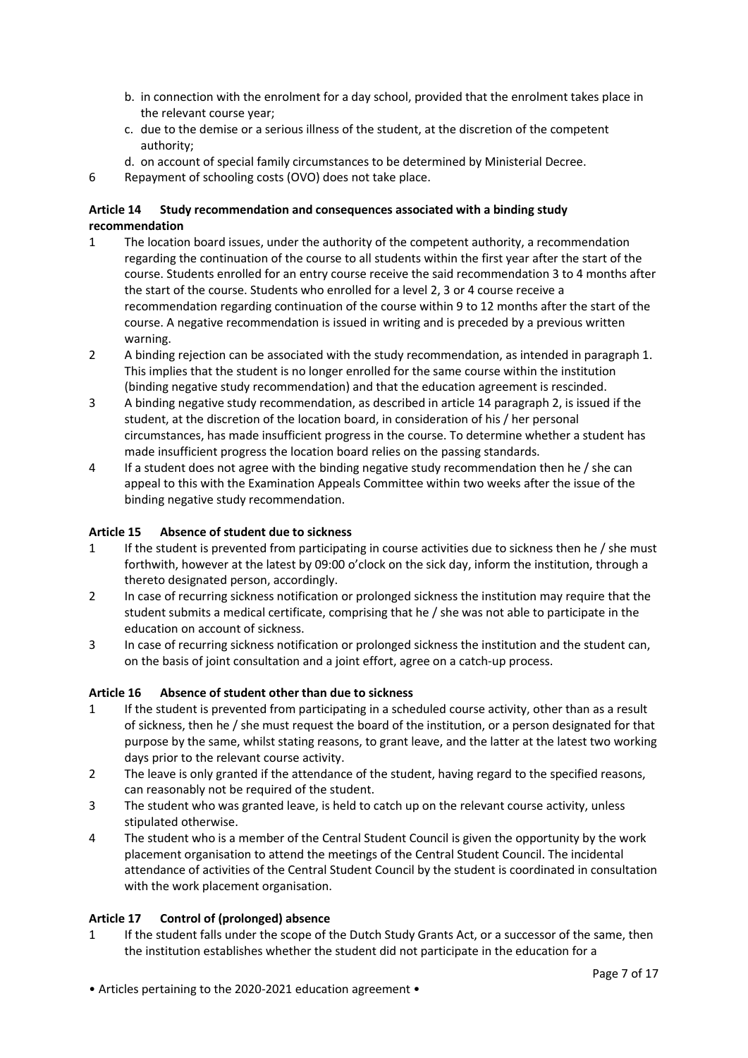b. in connection with the enrolment for a day school, provided that the enrolment takes place in the relevant course year;
c. due to the demise or a serious illness of the student, at the discretion of the competent authority;
d. on account of special family circumstances to be determined by Ministerial Decree.

6 Repayment of schooling costs (OVO) does not take place.

### Article 14 Study recommendation and consequences associated with a binding study recommendation

1 The location board issues, under the authority of the competent authority, a recommendation regarding the continuation of the course to all students within the first year after the start of the course. Students enrolled for an entry course receive the said recommendation 3 to 4 months after the start of the course. Students who enrolled for a level 2, 3 or 4 course receive a recommendation regarding continuation of the course within 9 to 12 months after the start of the course. A negative recommendation is issued in writing and is preceded by a previous written warning.

2 A binding rejection can be associated with the study recommendation, as intended in paragraph 1. This implies that the student is no longer enrolled for the same course within the institution (binding negative study recommendation) and that the education agreement is rescinded.

3 A binding negative study recommendation, as described in article 14 paragraph 2, is issued if the student, at the discretion of the location board, in consideration of his / her personal circumstances, has made insufficient progress in the course. To determine whether a student has made insufficient progress the location board relies on the passing standards.

4 If a student does not agree with the binding negative study recommendation then he / she can appeal to this with the Examination Appeals Committee within two weeks after the issue of the binding negative study recommendation.

### Article 15 Absence of student due to sickness

1 If the student is prevented from participating in course activities due to sickness then he / she must forthwith, however at the latest by 09:00 o'clock on the sick day, inform the institution, through a thereto designated person, accordingly.

2 In case of recurring sickness notification or prolonged sickness the institution may require that the student submits a medical certificate, comprising that he / she was not able to participate in the education on account of sickness.

3 In case of recurring sickness notification or prolonged sickness the institution and the student can, on the basis of joint consultation and a joint effort, agree on a catch-up process.

### Article 16 Absence of student other than due to sickness

1 If the student is prevented from participating in a scheduled course activity, other than as a result of sickness, then he / she must request the board of the institution, or a person designated for that purpose by the same, whilst stating reasons, to grant leave, and the latter at the latest two working days prior to the relevant course activity.

2 The leave is only granted if the attendance of the student, having regard to the specified reasons, can reasonably not be required of the student.

3 The student who was granted leave, is held to catch up on the relevant course activity, unless stipulated otherwise.

4 The student who is a member of the Central Student Council is given the opportunity by the work placement organisation to attend the meetings of the Central Student Council. The incidental attendance of activities of the Central Student Council by the student is coordinated in consultation with the work placement organisation.

### Article 17 Control of (prolonged) absence

1 If the student falls under the scope of the Dutch Study Grants Act, or a successor of the same, then the institution establishes whether the student did not participate in the education for a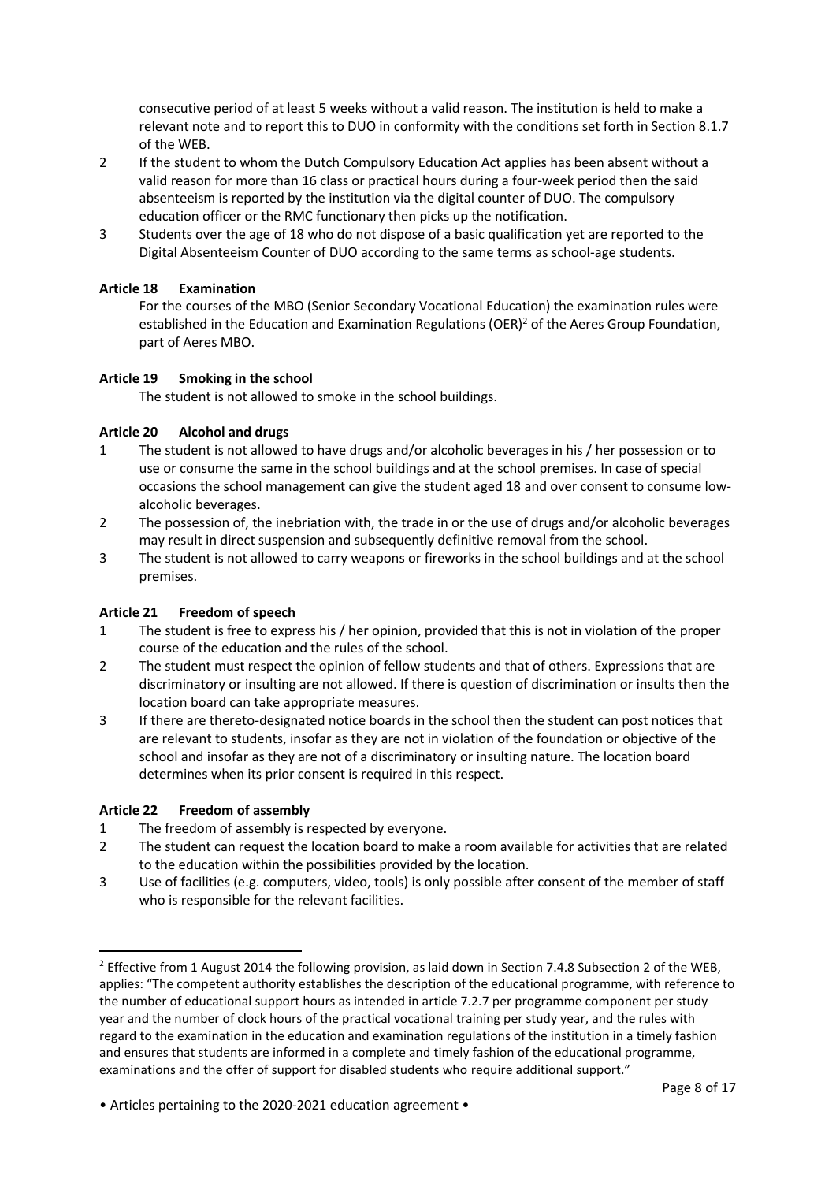consecutive period of at least 5 weeks without a valid reason. The institution is held to make a relevant note and to report this to DUO in conformity with the conditions set forth in Section 8.1.7 of the WEB.

2 If the student to whom the Dutch Compulsory Education Act applies has been absent without a valid reason for more than 16 class or practical hours during a four-week period then the said absenteeism is reported by the institution via the digital counter of DUO. The compulsory education officer or the RMC functionary then picks up the notification.

3 Students over the age of 18 who do not dispose of a basic qualification yet are reported to the Digital Absenteeism Counter of DUO according to the same terms as school-age students.

**Article 18 Examination**

For the courses of the MBO (Senior Secondary Vocational Education) the examination rules were established in the Education and Examination Regulations (OER)[2] of the Aeres Group Foundation, part of Aeres MBO.

**Article 19 Smoking in the school**

The student is not allowed to smoke in the school buildings.

**Article 20 Alcohol and drugs**

1 The student is not allowed to have drugs and/or alcoholic beverages in his / her possession or to use or consume the same in the school buildings and at the school premises. In case of special occasions the school management can give the student aged 18 and over consent to consume low-alcoholic beverages.

2 The possession of, the inebriation with, the trade in or the use of drugs and/or alcoholic beverages may result in direct suspension and subsequently definitive removal from the school.

3 The student is not allowed to carry weapons or fireworks in the school buildings and at the school premises.

**Article 21 Freedom of speech**

1 The student is free to express his / her opinion, provided that this is not in violation of the proper course of the education and the rules of the school.

2 The student must respect the opinion of fellow students and that of others. Expressions that are discriminatory or insulting are not allowed. If there is question of discrimination or insults then the location board can take appropriate measures.

3 If there are thereto-designated notice boards in the school then the student can post notices that are relevant to students, insofar as they are not in violation of the foundation or objective of the school and insofar as they are not of a discriminatory or insulting nature. The location board determines when its prior consent is required in this respect.

**Article 22 Freedom of assembly**

1 The freedom of assembly is respected by everyone.

2 The student can request the location board to make a room available for activities that are related to the education within the possibilities provided by the location.

3 Use of facilities (e.g. computers, video, tools) is only possible after consent of the member of staff who is responsible for the relevant facilities.

---

[2] Effective from 1 August 2014 the following provision, as laid down in Section 7.4.8 Subsection 2 of the WEB, applies: "The competent authority establishes the description of the educational programme, with reference to the number of educational support hours as intended in article 7.2.7 per programme component per study year and the number of clock hours of the practical vocational training per study year, and the rules with regard to the examination in the education and examination regulations of the institution in a timely fashion and ensures that students are informed in a complete and timely fashion of the educational programme, examinations and the offer of support for disabled students who require additional support."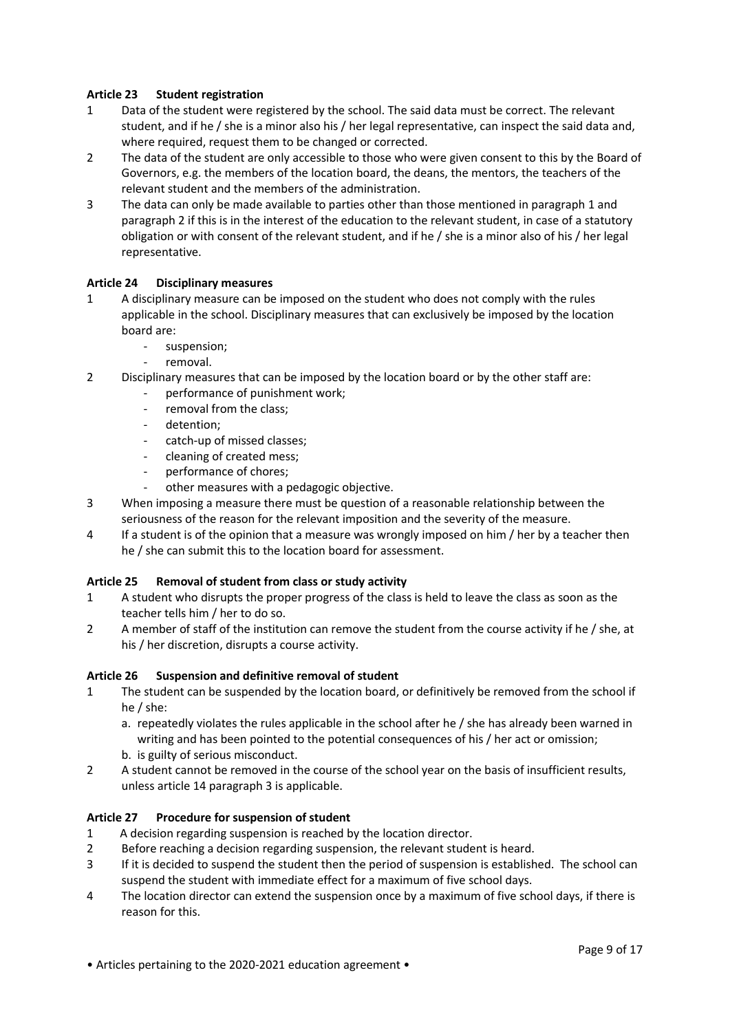### Article 23 Student registration

1. Data of the student were registered by the school. The said data must be correct. The relevant student, and if he / she is a minor also his / her legal representative, can inspect the said data and, where required, request them to be changed or corrected.
2. The data of the student are only accessible to those who were given consent to this by the Board of Governors, e.g. the members of the location board, the deans, the mentors, the teachers of the relevant student and the members of the administration.
3. The data can only be made available to parties other than those mentioned in paragraph 1 and paragraph 2 if this is in the interest of the education to the relevant student, in case of a statutory obligation or with consent of the relevant student, and if he / she is a minor also of his / her legal representative.

### Article 24 Disciplinary measures

1. A disciplinary measure can be imposed on the student who does not comply with the rules applicable in the school. Disciplinary measures that can exclusively be imposed by the location board are:
   - suspension;
   - removal.
2. Disciplinary measures that can be imposed by the location board or by the other staff are:
   - performance of punishment work;
   - removal from the class;
   - detention;
   - catch-up of missed classes;
   - cleaning of created mess;
   - performance of chores;
   - other measures with a pedagogic objective.
3. When imposing a measure there must be question of a reasonable relationship between the seriousness of the reason for the relevant imposition and the severity of the measure.
4. If a student is of the opinion that a measure was wrongly imposed on him / her by a teacher then he / she can submit this to the location board for assessment.

### Article 25 Removal of student from class or study activity

1. A student who disrupts the proper progress of the class is held to leave the class as soon as the teacher tells him / her to do so.
2. A member of staff of the institution can remove the student from the course activity if he / she, at his / her discretion, disrupts a course activity.

### Article 26 Suspension and definitive removal of student

1. The student can be suspended by the location board, or definitively be removed from the school if he / she:
   a. repeatedly violates the rules applicable in the school after he / she has already been warned in writing and has been pointed to the potential consequences of his / her act or omission;
   b. is guilty of serious misconduct.
2. A student cannot be removed in the course of the school year on the basis of insufficient results, unless article 14 paragraph 3 is applicable.

### Article 27 Procedure for suspension of student

1. A decision regarding suspension is reached by the location director.
2. Before reaching a decision regarding suspension, the relevant student is heard.
3. If it is decided to suspend the student then the period of suspension is established. The school can suspend the student with immediate effect for a maximum of five school days.
4. The location director can extend the suspension once by a maximum of five school days, if there is reason for this.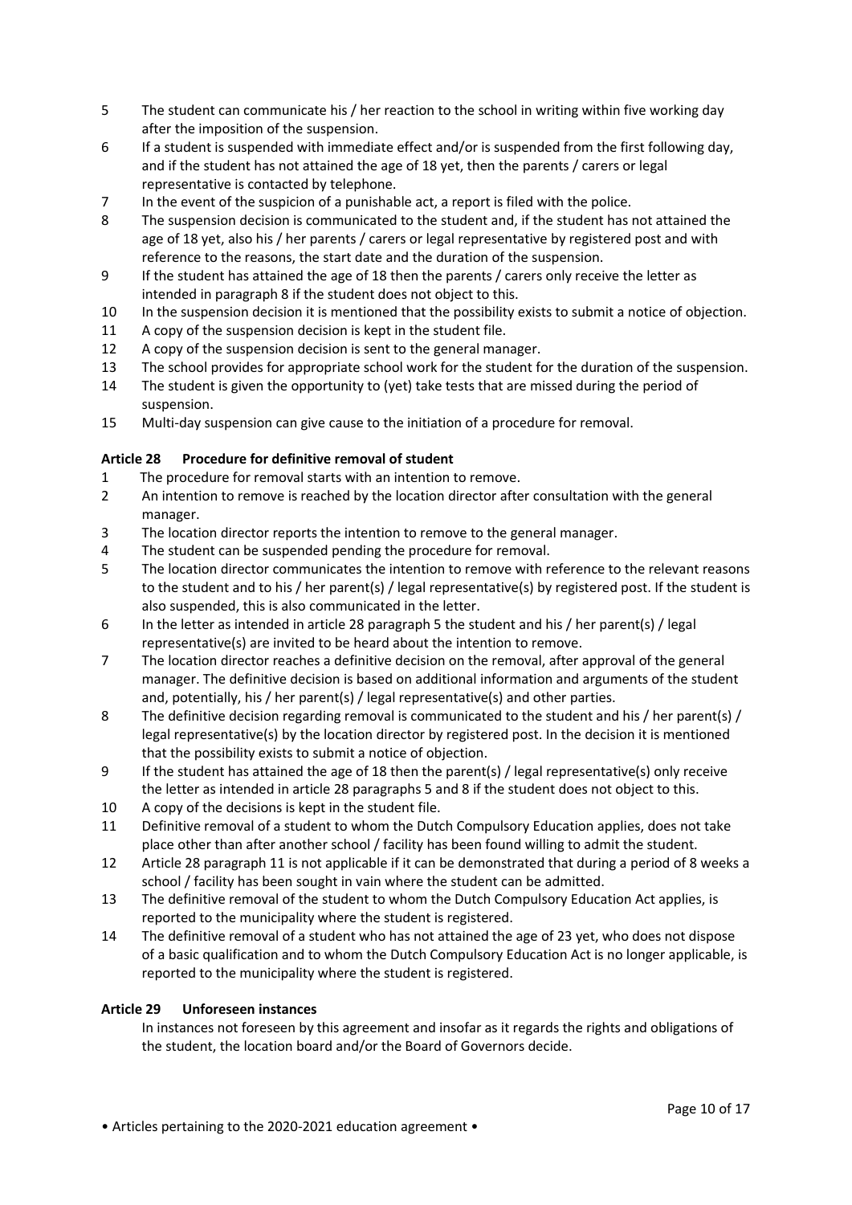5 The student can communicate his / her reaction to the school in writing within five working day after the imposition of the suspension.
6 If a student is suspended with immediate effect and/or is suspended from the first following day, and if the student has not attained the age of 18 yet, then the parents / carers or legal representative is contacted by telephone.
7 In the event of the suspicion of a punishable act, a report is filed with the police.
8 The suspension decision is communicated to the student and, if the student has not attained the age of 18 yet, also his / her parents / carers or legal representative by registered post and with reference to the reasons, the start date and the duration of the suspension.
9 If the student has attained the age of 18 then the parents / carers only receive the letter as intended in paragraph 8 if the student does not object to this.
10 In the suspension decision it is mentioned that the possibility exists to submit a notice of objection.
11 A copy of the suspension decision is kept in the student file.
12 A copy of the suspension decision is sent to the general manager.
13 The school provides for appropriate school work for the student for the duration of the suspension.
14 The student is given the opportunity to (yet) take tests that are missed during the period of suspension.
15 Multi-day suspension can give cause to the initiation of a procedure for removal.

**Article 28 Procedure for definitive removal of student**

1 The procedure for removal starts with an intention to remove.
2 An intention to remove is reached by the location director after consultation with the general manager.
3 The location director reports the intention to remove to the general manager.
4 The student can be suspended pending the procedure for removal.
5 The location director communicates the intention to remove with reference to the relevant reasons to the student and to his / her parent(s) / legal representative(s) by registered post. If the student is also suspended, this is also communicated in the letter.
6 In the letter as intended in article 28 paragraph 5 the student and his / her parent(s) / legal representative(s) are invited to be heard about the intention to remove.
7 The location director reaches a definitive decision on the removal, after approval of the general manager. The definitive decision is based on additional information and arguments of the student and, potentially, his / her parent(s) / legal representative(s) and other parties.
8 The definitive decision regarding removal is communicated to the student and his / her parent(s) / legal representative(s) by the location director by registered post. In the decision it is mentioned that the possibility exists to submit a notice of objection.
9 If the student has attained the age of 18 then the parent(s) / legal representative(s) only receive the letter as intended in article 28 paragraphs 5 and 8 if the student does not object to this.
10 A copy of the decisions is kept in the student file.
11 Definitive removal of a student to whom the Dutch Compulsory Education applies, does not take place other than after another school / facility has been found willing to admit the student.
12 Article 28 paragraph 11 is not applicable if it can be demonstrated that during a period of 8 weeks a school / facility has been sought in vain where the student can be admitted.
13 The definitive removal of the student to whom the Dutch Compulsory Education Act applies, is reported to the municipality where the student is registered.
14 The definitive removal of a student who has not attained the age of 23 yet, who does not dispose of a basic qualification and to whom the Dutch Compulsory Education Act is no longer applicable, is reported to the municipality where the student is registered.

**Article 29 Unforeseen instances**

In instances not foreseen by this agreement and insofar as it regards the rights and obligations of the student, the location board and/or the Board of Governors decide.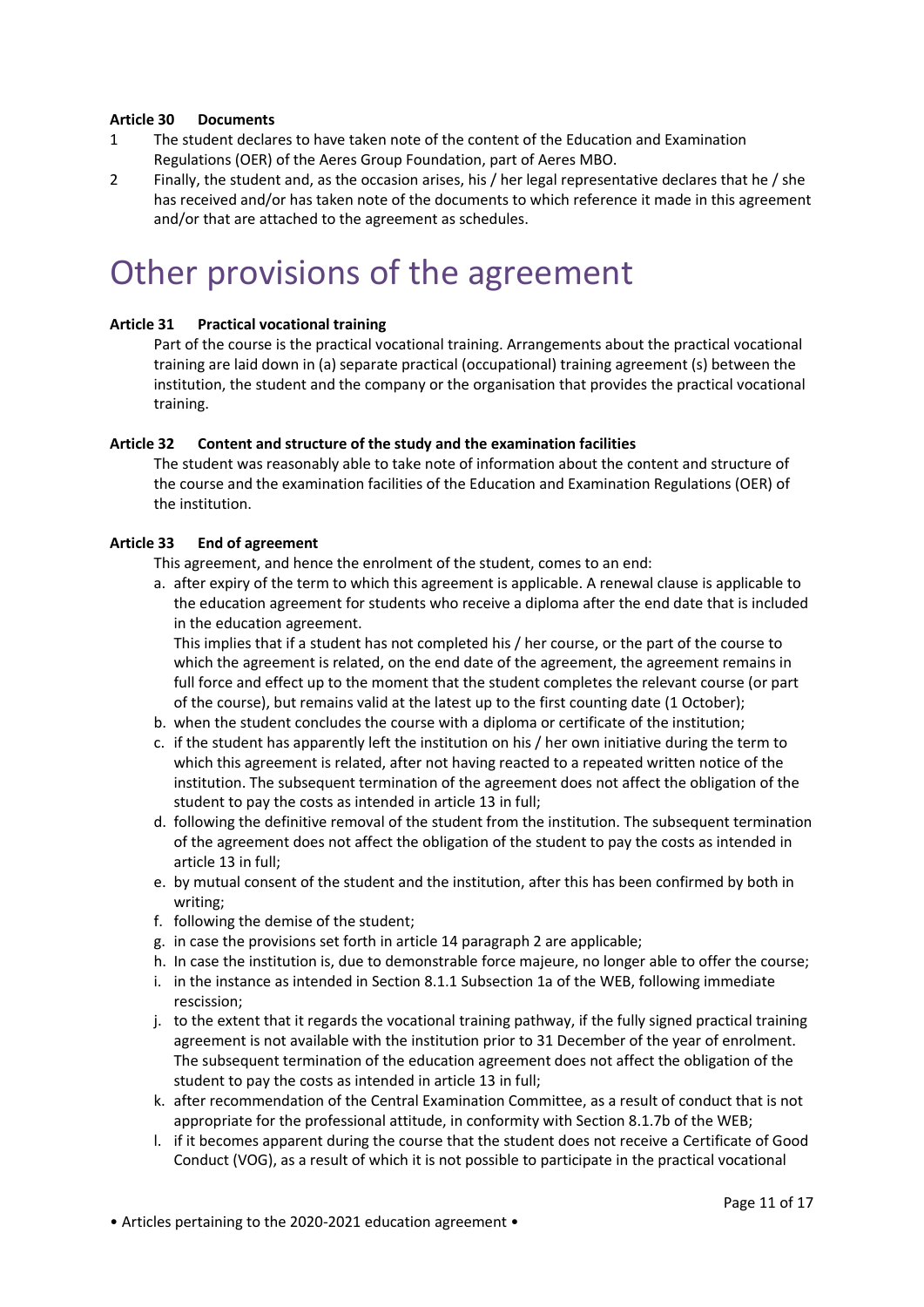**Article 30 Documents**

1. The student declares to have taken note of the content of the Education and Examination Regulations (OER) of the Aeres Group Foundation, part of Aeres MBO.
2. Finally, the student and, as the occasion arises, his / her legal representative declares that he / she has received and/or has taken note of the documents to which reference it made in this agreement and/or that are attached to the agreement as schedules.

# Other provisions of the agreement

**Article 31 Practical vocational training**

Part of the course is the practical vocational training. Arrangements about the practical vocational training are laid down in (a) separate practical (occupational) training agreement (s) between the institution, the student and the company or the organisation that provides the practical vocational training.

**Article 32 Content and structure of the study and the examination facilities**

The student was reasonably able to take note of information about the content and structure of the course and the examination facilities of the Education and Examination Regulations (OER) of the institution.

**Article 33 End of agreement**

This agreement, and hence the enrolment of the student, comes to an end:

a. after expiry of the term to which this agreement is applicable. A renewal clause is applicable to the education agreement for students who receive a diploma after the end date that is included in the education agreement.
   This implies that if a student has not completed his / her course, or the part of the course to which the agreement is related, on the end date of the agreement, the agreement remains in full force and effect up to the moment that the student completes the relevant course (or part of the course), but remains valid at the latest up to the first counting date (1 October);
b. when the student concludes the course with a diploma or certificate of the institution;
c. if the student has apparently left the institution on his / her own initiative during the term to which this agreement is related, after not having reacted to a repeated written notice of the institution. The subsequent termination of the agreement does not affect the obligation of the student to pay the costs as intended in article 13 in full;
d. following the definitive removal of the student from the institution. The subsequent termination of the agreement does not affect the obligation of the student to pay the costs as intended in article 13 in full;
e. by mutual consent of the student and the institution, after this has been confirmed by both in writing;
f. following the demise of the student;
g. in case the provisions set forth in article 14 paragraph 2 are applicable;
h. In case the institution is, due to demonstrable force majeure, no longer able to offer the course;
i. in the instance as intended in Section 8.1.1 Subsection 1a of the WEB, following immediate rescission;
j. to the extent that it regards the vocational training pathway, if the fully signed practical training agreement is not available with the institution prior to 31 December of the year of enrolment. The subsequent termination of the education agreement does not affect the obligation of the student to pay the costs as intended in article 13 in full;
k. after recommendation of the Central Examination Committee, as a result of conduct that is not appropriate for the professional attitude, in conformity with Section 8.1.7b of the WEB;
l. if it becomes apparent during the course that the student does not receive a Certificate of Good Conduct (VOG), as a result of which it is not possible to participate in the practical vocational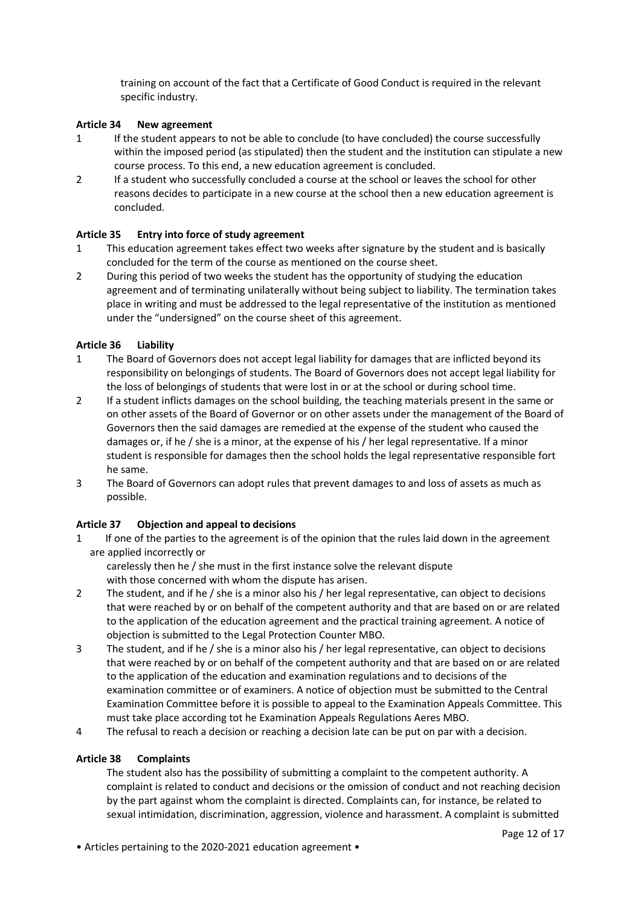training on account of the fact that a Certificate of Good Conduct is required in the relevant specific industry.

**Article 34 New agreement**

1 If the student appears to not be able to conclude (to have concluded) the course successfully within the imposed period (as stipulated) then the student and the institution can stipulate a new course process. To this end, a new education agreement is concluded.

2 If a student who successfully concluded a course at the school or leaves the school for other reasons decides to participate in a new course at the school then a new education agreement is concluded.

**Article 35 Entry into force of study agreement**

1 This education agreement takes effect two weeks after signature by the student and is basically concluded for the term of the course as mentioned on the course sheet.

2 During this period of two weeks the student has the opportunity of studying the education agreement and of terminating unilaterally without being subject to liability. The termination takes place in writing and must be addressed to the legal representative of the institution as mentioned under the "undersigned" on the course sheet of this agreement.

**Article 36 Liability**

1 The Board of Governors does not accept legal liability for damages that are inflicted beyond its responsibility on belongings of students. The Board of Governors does not accept legal liability for the loss of belongings of students that were lost in or at the school or during school time.

2 If a student inflicts damages on the school building, the teaching materials present in the same or on other assets of the Board of Governor or on other assets under the management of the Board of Governors then the said damages are remedied at the expense of the student who caused the damages or, if he / she is a minor, at the expense of his / her legal representative. If a minor student is responsible for damages then the school holds the legal representative responsible fort he same.

3 The Board of Governors can adopt rules that prevent damages to and loss of assets as much as possible.

**Article 37 Objection and appeal to decisions**

1 If one of the parties to the agreement is of the opinion that the rules laid down in the agreement are applied incorrectly or carelessly then he / she must in the first instance solve the relevant dispute with those concerned with whom the dispute has arisen.

2 The student, and if he / she is a minor also his / her legal representative, can object to decisions that were reached by or on behalf of the competent authority and that are based on or are related to the application of the education agreement and the practical training agreement. A notice of objection is submitted to the Legal Protection Counter MBO.

3 The student, and if he / she is a minor also his / her legal representative, can object to decisions that were reached by or on behalf of the competent authority and that are based on or are related to the application of the education and examination regulations and to decisions of the examination committee or of examiners. A notice of objection must be submitted to the Central Examination Committee before it is possible to appeal to the Examination Appeals Committee. This must take place according tot he Examination Appeals Regulations Aeres MBO.

4 The refusal to reach a decision or reaching a decision late can be put on par with a decision.

**Article 38 Complaints**

The student also has the possibility of submitting a complaint to the competent authority. A complaint is related to conduct and decisions or the omission of conduct and not reaching decision by the part against whom the complaint is directed. Complaints can, for instance, be related to sexual intimidation, discrimination, aggression, violence and harassment. A complaint is submitted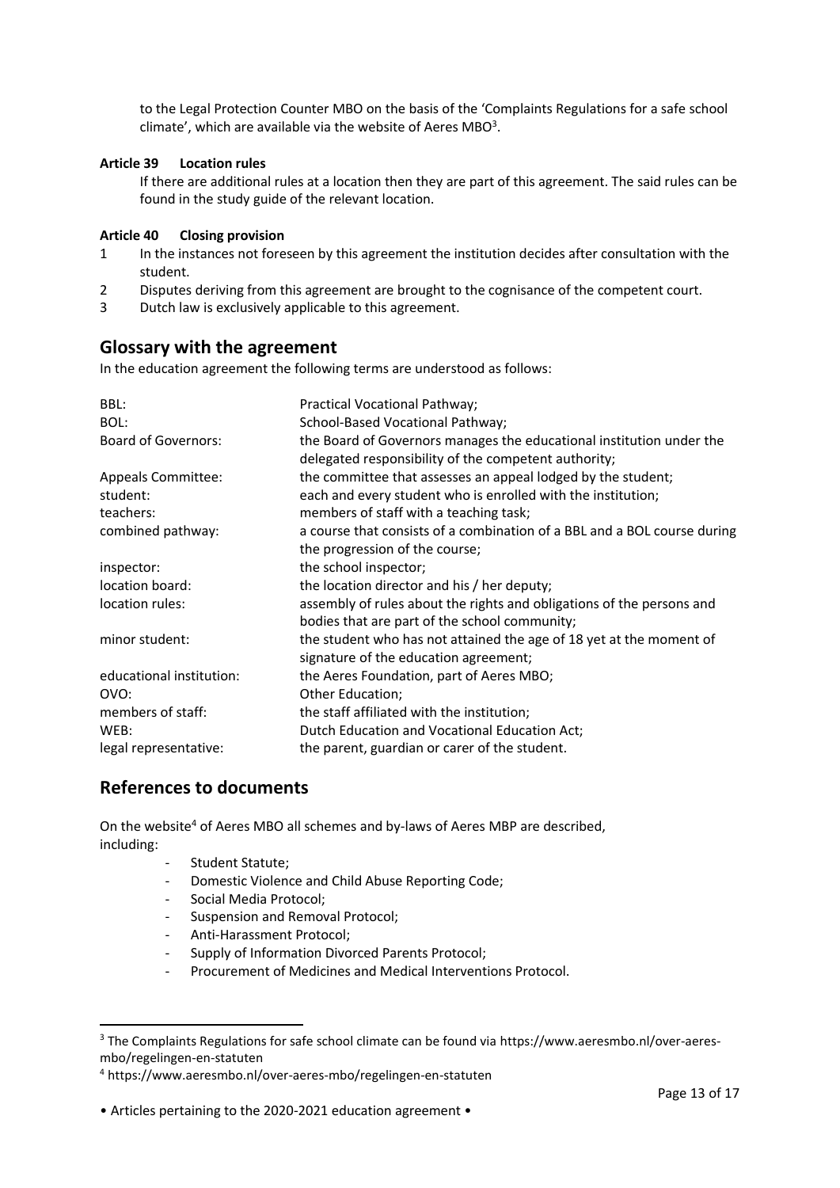to the Legal Protection Counter MBO on the basis of the 'Complaints Regulations for a safe school climate', which are available via the website of Aeres MBO[3].

**Article 39 Location rules**

If there are additional rules at a location then they are part of this agreement. The said rules can be found in the study guide of the relevant location.

**Article 40 Closing provision**

1 In the instances not foreseen by this agreement the institution decides after consultation with the student.
2 Disputes deriving from this agreement are brought to the cognisance of the competent court.
3 Dutch law is exclusively applicable to this agreement.

## Glossary with the agreement

In the education agreement the following terms are understood as follows:

| | |
|---|---|
| BBL: | Practical Vocational Pathway; |
| BOL: | School-Based Vocational Pathway; |
| Board of Governors: | the Board of Governors manages the educational institution under the delegated responsibility of the competent authority; |
| Appeals Committee: | the committee that assesses an appeal lodged by the student; |
| student: | each and every student who is enrolled with the institution; |
| teachers: | members of staff with a teaching task; |
| combined pathway: | a course that consists of a combination of a BBL and a BOL course during the progression of the course; |
| inspector: | the school inspector; |
| location board: | the location director and his / her deputy; |
| location rules: | assembly of rules about the rights and obligations of the persons and bodies that are part of the school community; |
| minor student: | the student who has not attained the age of 18 yet at the moment of signature of the education agreement; |
| educational institution: | the Aeres Foundation, part of Aeres MBO; |
| OVO: | Other Education; |
| members of staff: | the staff affiliated with the institution; |
| WEB: | Dutch Education and Vocational Education Act; |
| legal representative: | the parent, guardian or carer of the student. |

## References to documents

On the website[4] of Aeres MBO all schemes and by-laws of Aeres MBP are described, including:

- Student Statute;
- Domestic Violence and Child Abuse Reporting Code;
- Social Media Protocol;
- Suspension and Removal Protocol;
- Anti-Harassment Protocol;
- Supply of Information Divorced Parents Protocol;
- Procurement of Medicines and Medical Interventions Protocol.

---

[3] The Complaints Regulations for safe school climate can be found via https://www.aeresmbo.nl/over-aeres-mbo/regelingen-en-statuten

[4] https://www.aeresmbo.nl/over-aeres-mbo/regelingen-en-statuten

• Articles pertaining to the 2020-2021 education agreement •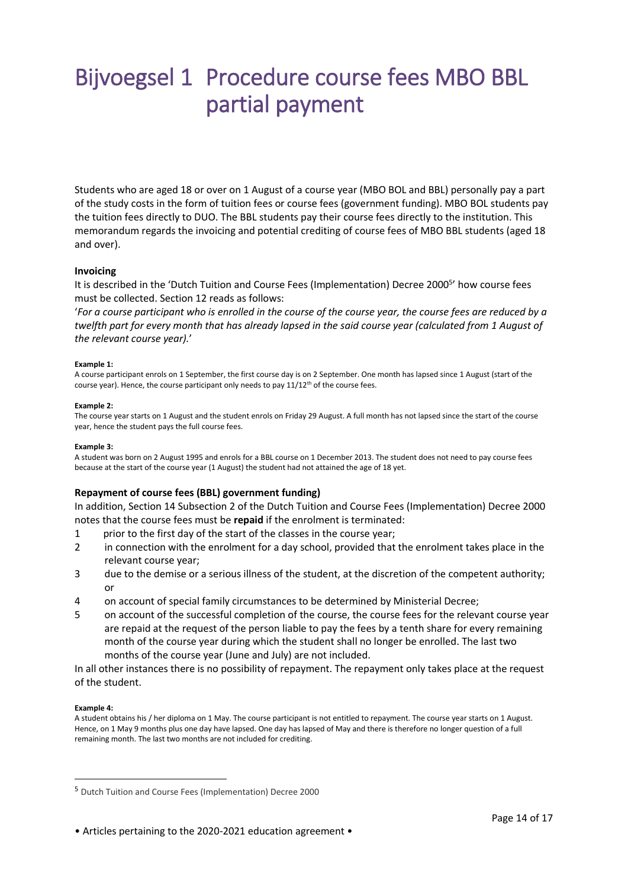# Bijvoegsel 1 Procedure course fees MBO BBL partial payment

Students who are aged 18 or over on 1 August of a course year (MBO BOL and BBL) personally pay a part of the study costs in the form of tuition fees or course fees (government funding). MBO BOL students pay the tuition fees directly to DUO. The BBL students pay their course fees directly to the institution. This memorandum regards the invoicing and potential crediting of course fees of MBO BBL students (aged 18 and over).

**Invoicing**

It is described in the 'Dutch Tuition and Course Fees (Implementation) Decree 2000[5]' how course fees must be collected. Section 12 reads as follows:

'*For a course participant who is enrolled in the course of the course year, the course fees are reduced by a twelfth part for every month that has already lapsed in the said course year (calculated from 1 August of the relevant course year).*'

**Example 1:**

A course participant enrols on 1 September, the first course day is on 2 September. One month has lapsed since 1 August (start of the course year). Hence, the course participant only needs to pay 11/12th of the course fees.

**Example 2:**

The course year starts on 1 August and the student enrols on Friday 29 August. A full month has not lapsed since the start of the course year, hence the student pays the full course fees.

**Example 3:**

A student was born on 2 August 1995 and enrols for a BBL course on 1 December 2013. The student does not need to pay course fees because at the start of the course year (1 August) the student had not attained the age of 18 yet.

**Repayment of course fees (BBL) government funding)**

In addition, Section 14 Subsection 2 of the Dutch Tuition and Course Fees (Implementation) Decree 2000 notes that the course fees must be **repaid** if the enrolment is terminated:

1. prior to the first day of the start of the classes in the course year;
2. in connection with the enrolment for a day school, provided that the enrolment takes place in the relevant course year;
3. due to the demise or a serious illness of the student, at the discretion of the competent authority; or
4. on account of special family circumstances to be determined by Ministerial Decree;
5. on account of the successful completion of the course, the course fees for the relevant course year are repaid at the request of the person liable to pay the fees by a tenth share for every remaining month of the course year during which the student shall no longer be enrolled. The last two months of the course year (June and July) are not included.

In all other instances there is no possibility of repayment. The repayment only takes place at the request of the student.

**Example 4:**

A student obtains his / her diploma on 1 May. The course participant is not entitled to repayment. The course year starts on 1 August. Hence, on 1 May 9 months plus one day have lapsed. One day has lapsed of May and there is therefore no longer question of a full remaining month. The last two months are not included for crediting.

---

[5] Dutch Tuition and Course Fees (Implementation) Decree 2000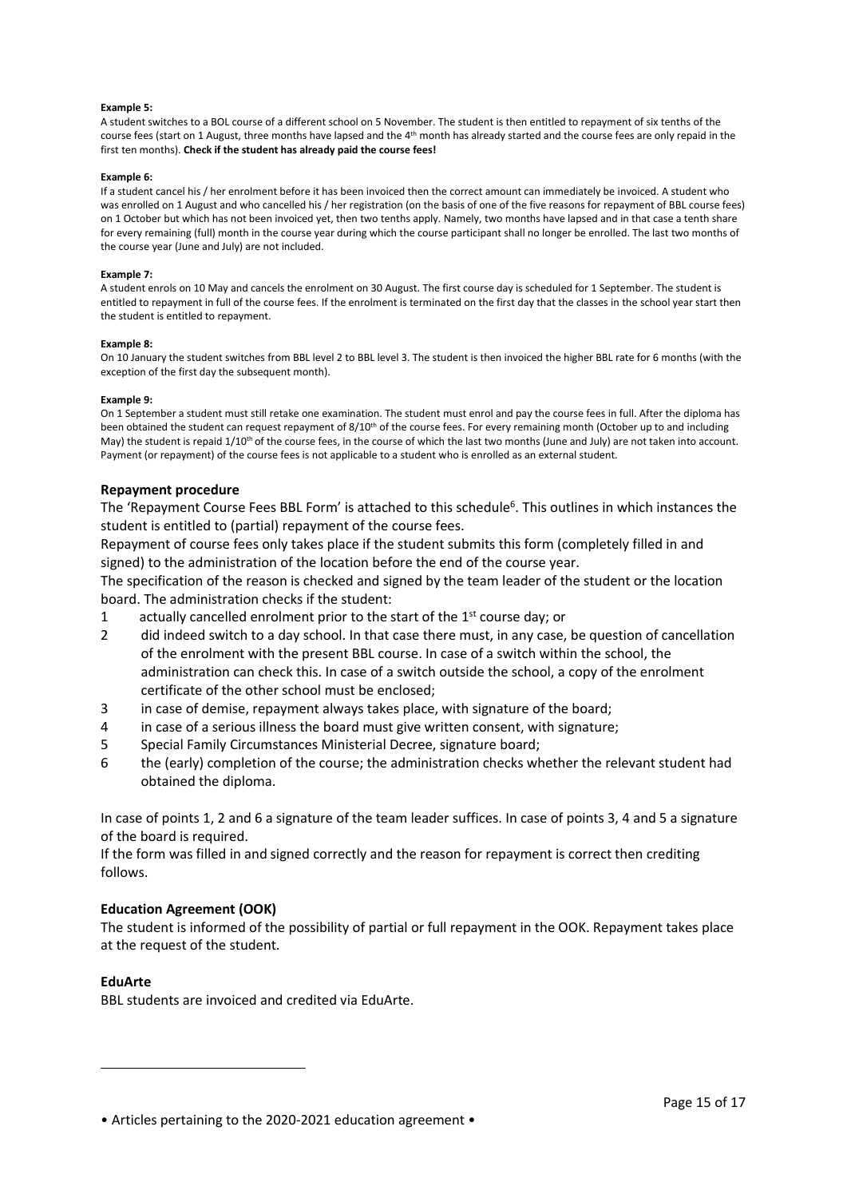**Example 5:**
A student switches to a BOL course of a different school on 5 November. The student is then entitled to repayment of six tenths of the course fees (start on 1 August, three months have lapsed and the 4th month has already started and the course fees are only repaid in the first ten months). **Check if the student has already paid the course fees!**

**Example 6:**
If a student cancel his / her enrolment before it has been invoiced then the correct amount can immediately be invoiced. A student who was enrolled on 1 August and who cancelled his / her registration (on the basis of one of the five reasons for repayment of BBL course fees) on 1 October but which has not been invoiced yet, then two tenths apply. Namely, two months have lapsed and in that case a tenth share for every remaining (full) month in the course year during which the course participant shall no longer be enrolled. The last two months of the course year (June and July) are not included.

**Example 7:**
A student enrols on 10 May and cancels the enrolment on 30 August. The first course day is scheduled for 1 September. The student is entitled to repayment in full of the course fees. If the enrolment is terminated on the first day that the classes in the school year start then the student is entitled to repayment.

**Example 8:**
On 10 January the student switches from BBL level 2 to BBL level 3. The student is then invoiced the higher BBL rate for 6 months (with the exception of the first day the subsequent month).

**Example 9:**
On 1 September a student must still retake one examination. The student must enrol and pay the course fees in full. After the diploma has been obtained the student can request repayment of 8/10th of the course fees. For every remaining month (October up to and including May) the student is repaid 1/10th of the course fees, in the course of which the last two months (June and July) are not taken into account. Payment (or repayment) of the course fees is not applicable to a student who is enrolled as an external student.

### Repayment procedure

The 'Repayment Course Fees BBL Form' is attached to this schedule[6]. This outlines in which instances the student is entitled to (partial) repayment of the course fees.

Repayment of course fees only takes place if the student submits this form (completely filled in and signed) to the administration of the location before the end of the course year.

The specification of the reason is checked and signed by the team leader of the student or the location board. The administration checks if the student:

1. actually cancelled enrolment prior to the start of the 1st course day; or
2. did indeed switch to a day school. In that case there must, in any case, be question of cancellation of the enrolment with the present BBL course. In case of a switch within the school, the administration can check this. In case of a switch outside the school, a copy of the enrolment certificate of the other school must be enclosed;
3. in case of demise, repayment always takes place, with signature of the board;
4. in case of a serious illness the board must give written consent, with signature;
5. Special Family Circumstances Ministerial Decree, signature board;
6. the (early) completion of the course; the administration checks whether the relevant student had obtained the diploma.

In case of points 1, 2 and 6 a signature of the team leader suffices. In case of points 3, 4 and 5 a signature of the board is required.

If the form was filled in and signed correctly and the reason for repayment is correct then crediting follows.

### Education Agreement (OOK)

The student is informed of the possibility of partial or full repayment in the OOK. Repayment takes place at the request of the student.

### EduArte

BBL students are invoiced and credited via EduArte.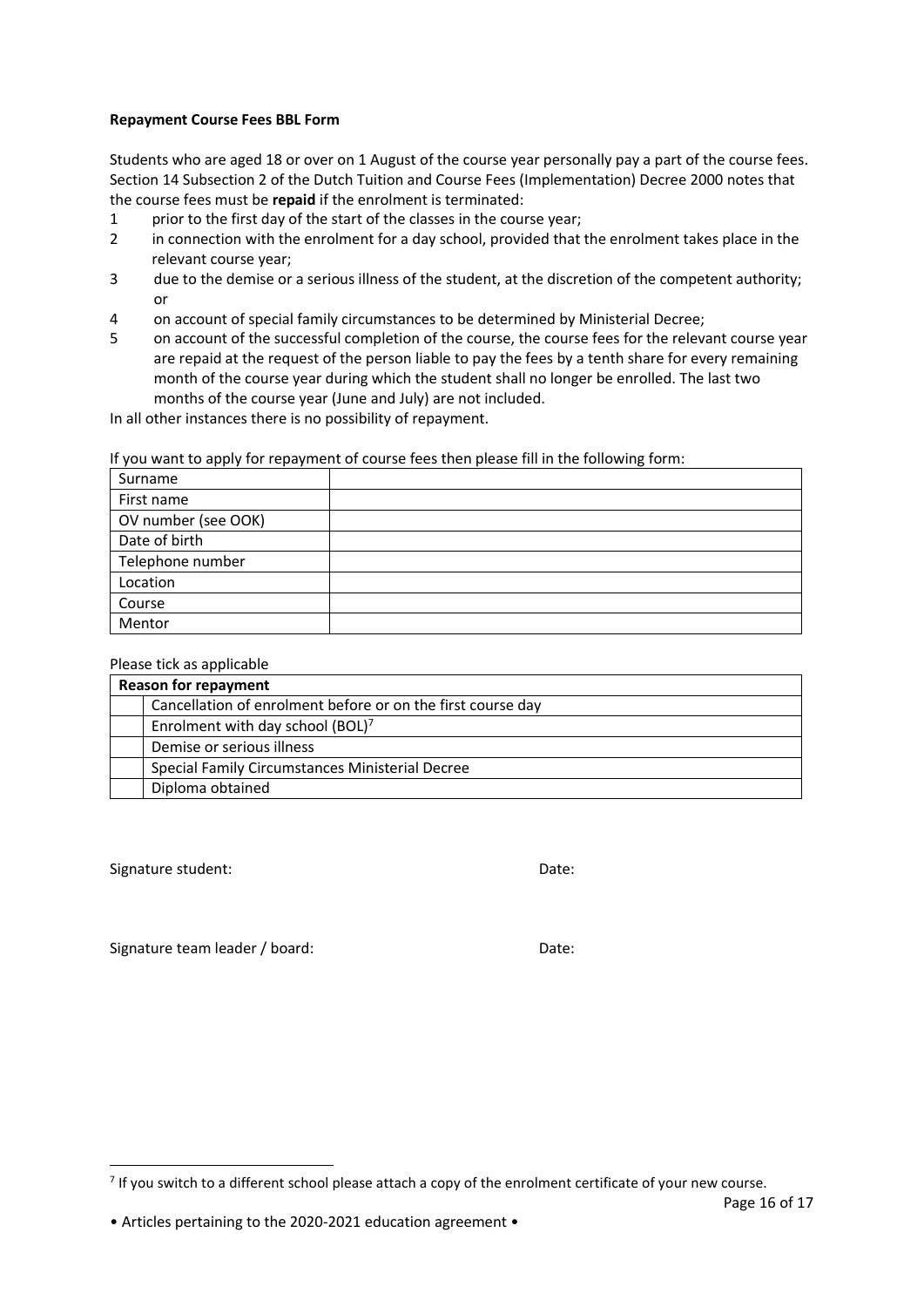**Repayment Course Fees BBL Form**

Students who are aged 18 or over on 1 August of the course year personally pay a part of the course fees. Section 14 Subsection 2 of the Dutch Tuition and Course Fees (Implementation) Decree 2000 notes that the course fees must be **repaid** if the enrolment is terminated:

1. prior to the first day of the start of the classes in the course year;
2. in connection with the enrolment for a day school, provided that the enrolment takes place in the relevant course year;
3. due to the demise or a serious illness of the student, at the discretion of the competent authority; or
4. on account of special family circumstances to be determined by Ministerial Decree;
5. on account of the successful completion of the course, the course fees for the relevant course year are repaid at the request of the person liable to pay the fees by a tenth share for every remaining month of the course year during which the student shall no longer be enrolled. The last two months of the course year (June and July) are not included.

In all other instances there is no possibility of repayment.

If you want to apply for repayment of course fees then please fill in the following form:

| | |
|---|---|
| Surname | |
| First name | |
| OV number (see OOK) | |
| Date of birth | |
| Telephone number | |
| Location | |
| Course | |
| Mentor | |

Please tick as applicable

| | **Reason for repayment** |
|---|---|
| | Cancellation of enrolment before or on the first course day |
| | Enrolment with day school (BOL)[7] |
| | Demise or serious illness |
| | Special Family Circumstances Ministerial Decree |
| | Diploma obtained |

Signature student: Date:

Signature team leader / board: Date:

[7] If you switch to a different school please attach a copy of the enrolment certificate of your new course.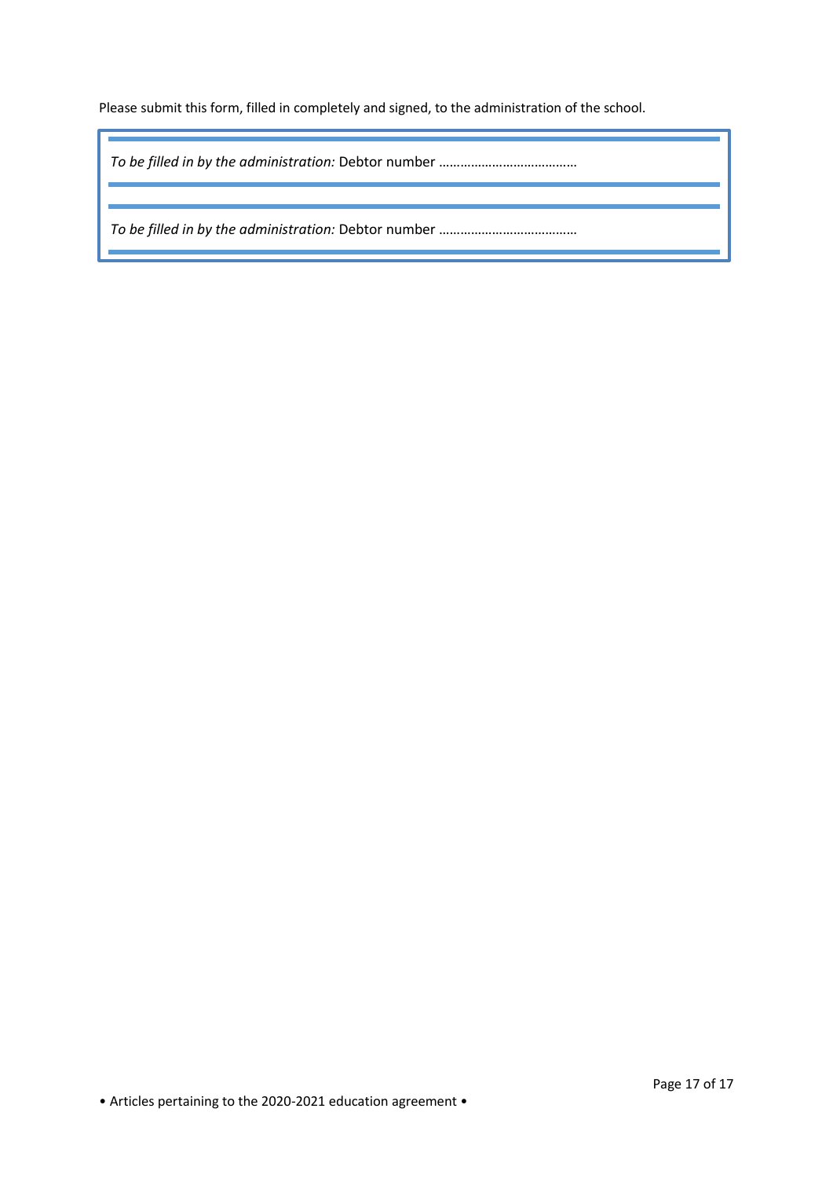Please submit this form, filled in completely and signed, to the administration of the school.

*To be filled in by the administration:* Debtor number ……………………………….

*To be filled in by the administration:* Debtor number ……………………………….

• Articles pertaining to the 2020-2021 education agreement •